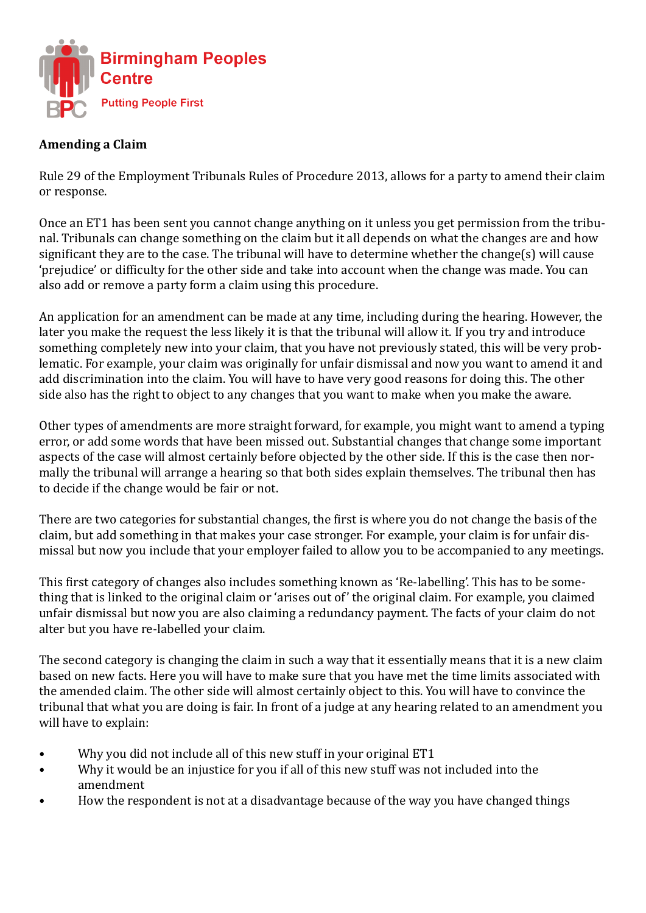Birmingham Peoples Centre

Putting People First

**Amending a Claim**

Rule 29 of the Employment Tribunals Rules of Procedure 2013, allows for a party to amend their claim or response.

Once an ET1 has been sent you cannot change anything on it unless you get permission from the tribunal. Tribunals can change something on the claim but it all depends on what the changes are and how significant they are to the case. The tribunal will have to determine whether the change(s) will cause 'prejudice' or difficulty for the other side and take into account when the change was made. You can also add or remove a party form a claim using this procedure.

An application for an amendment can be made at any time, including during the hearing. However, the later you make the request the less likely it is that the tribunal will allow it. If you try and introduce something completely new into your claim, that you have not previously stated, this will be very problematic. For example, your claim was originally for unfair dismissal and now you want to amend it and add discrimination into the claim. You will have to have very good reasons for doing this. The other side also has the right to object to any changes that you want to make when you make the aware.

Other types of amendments are more straight forward, for example, you might want to amend a typing error, or add some words that have been missed out. Substantial changes that change some important aspects of the case will almost certainly before objected by the other side. If this is the case then normally the tribunal will arrange a hearing so that both sides explain themselves. The tribunal then has to decide if the change would be fair or not.

There are two categories for substantial changes, the first is where you do not change the basis of the claim, but add something in that makes your case stronger. For example, your claim is for unfair dismissal but now you include that your employer failed to allow you to be accompanied to any meetings.

This first category of changes also includes something known as 'Re-labelling'. This has to be something that is linked to the original claim or 'arises out of' the original claim. For example, you claimed unfair dismissal but now you are also claiming a redundancy payment. The facts of your claim do not alter but you have re-labelled your claim.

The second category is changing the claim in such a way that it essentially means that it is a new claim based on new facts. Here you will have to make sure that you have met the time limits associated with the amended claim. The other side will almost certainly object to this. You will have to convince the tribunal that what you are doing is fair. In front of a judge at any hearing related to an amendment you will have to explain:

- Why you did not include all of this new stuff in your original ET1
- Why it would be an injustice for you if all of this new stuff was not included into the amendment
- How the respondent is not at a disadvantage because of the way you have changed things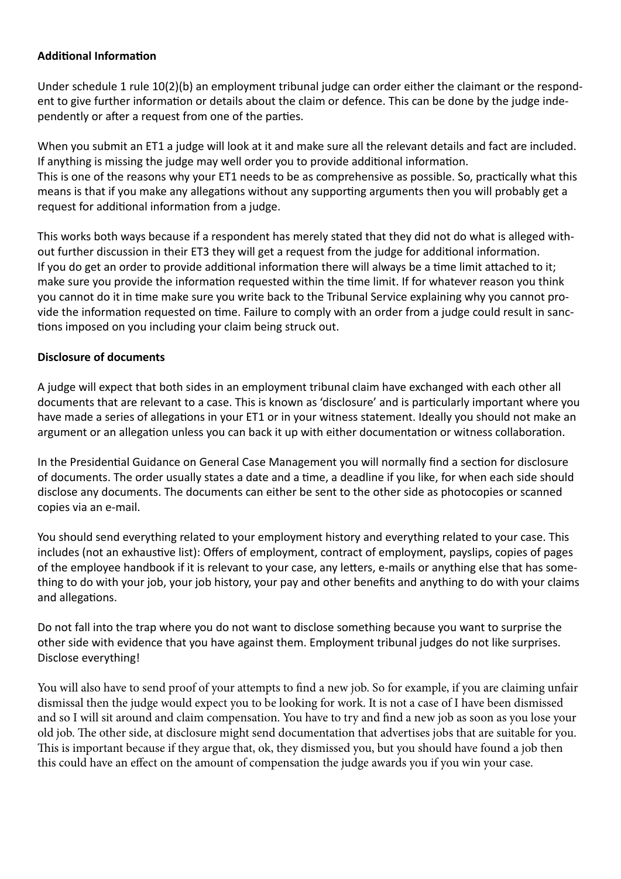**Additional Information**

Under schedule 1 rule 10(2)(b) an employment tribunal judge can order either the claimant or the respondent to give further information or details about the claim or defence. This can be done by the judge independently or after a request from one of the parties.

When you submit an ET1 a judge will look at it and make sure all the relevant details and fact are included. If anything is missing the judge may well order you to provide additional information.
This is one of the reasons why your ET1 needs to be as comprehensive as possible. So, practically what this means is that if you make any allegations without any supporting arguments then you will probably get a request for additional information from a judge.

This works both ways because if a respondent has merely stated that they did not do what is alleged without further discussion in their ET3 they will get a request from the judge for additional information.
If you do get an order to provide additional information there will always be a time limit attached to it; make sure you provide the information requested within the time limit. If for whatever reason you think you cannot do it in time make sure you write back to the Tribunal Service explaining why you cannot provide the information requested on time. Failure to comply with an order from a judge could result in sanctions imposed on you including your claim being struck out.

**Disclosure of documents**

A judge will expect that both sides in an employment tribunal claim have exchanged with each other all documents that are relevant to a case. This is known as 'disclosure' and is particularly important where you have made a series of allegations in your ET1 or in your witness statement. Ideally you should not make an argument or an allegation unless you can back it up with either documentation or witness collaboration.

In the Presidential Guidance on General Case Management you will normally find a section for disclosure of documents. The order usually states a date and a time, a deadline if you like, for when each side should disclose any documents. The documents can either be sent to the other side as photocopies or scanned copies via an e-mail.

You should send everything related to your employment history and everything related to your case. This includes (not an exhaustive list): Offers of employment, contract of employment, payslips, copies of pages of the employee handbook if it is relevant to your case, any letters, e-mails or anything else that has something to do with your job, your job history, your pay and other benefits and anything to do with your claims and allegations.

Do not fall into the trap where you do not want to disclose something because you want to surprise the other side with evidence that you have against them. Employment tribunal judges do not like surprises. Disclose everything!

You will also have to send proof of your attempts to find a new job. So for example, if you are claiming unfair dismissal then the judge would expect you to be looking for work. It is not a case of I have been dismissed and so I will sit around and claim compensation. You have to try and find a new job as soon as you lose your old job. The other side, at disclosure might send documentation that advertises jobs that are suitable for you. This is important because if they argue that, ok, they dismissed you, but you should have found a job then this could have an effect on the amount of compensation the judge awards you if you win your case.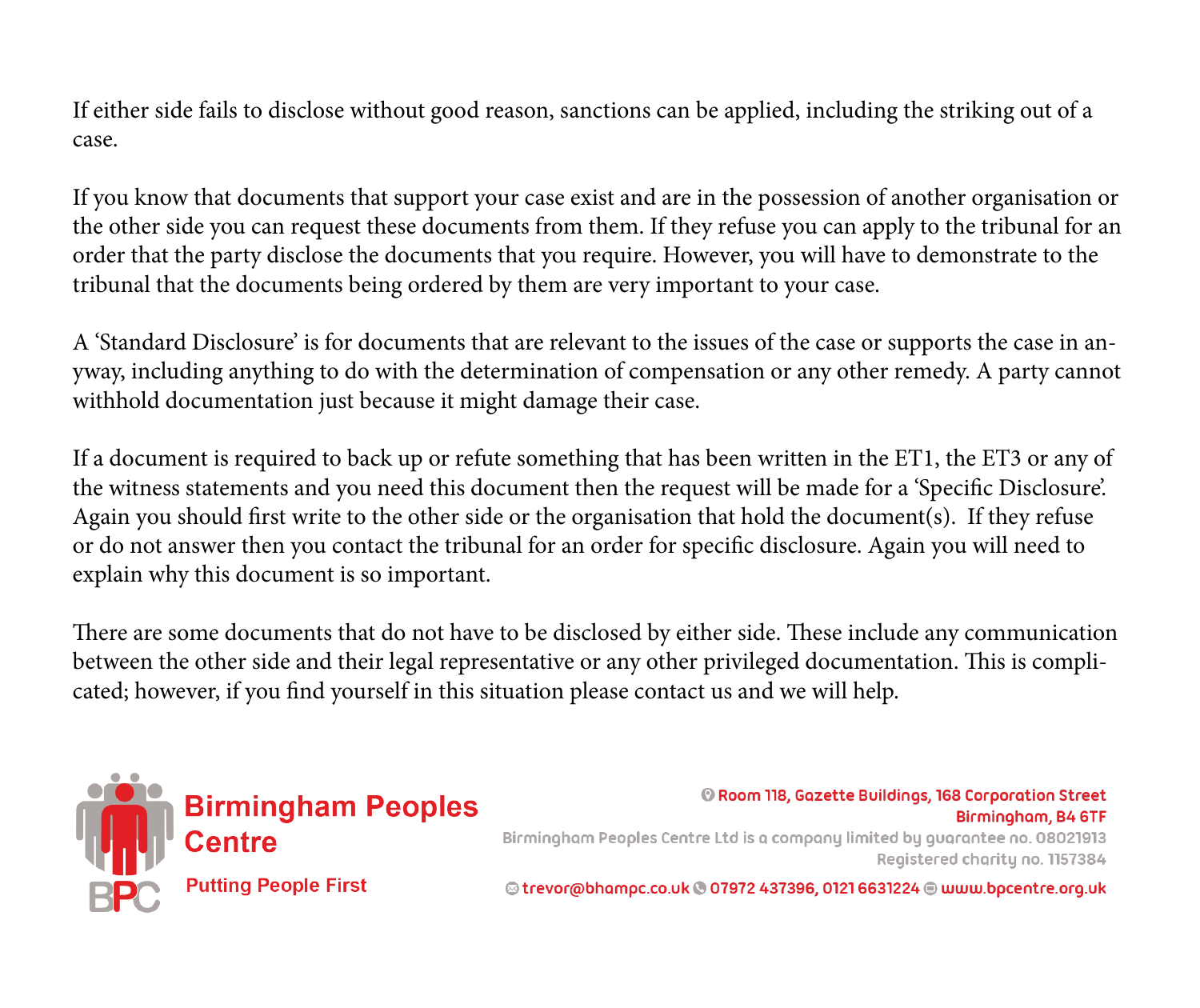If either side fails to disclose without good reason, sanctions can be applied, including the striking out of a case.

If you know that documents that support your case exist and are in the possession of another organisation or the other side you can request these documents from them. If they refuse you can apply to the tribunal for an order that the party disclose the documents that you require. However, you will have to demonstrate to the tribunal that the documents being ordered by them are very important to your case.

A 'Standard Disclosure' is for documents that are relevant to the issues of the case or supports the case in anyway, including anything to do with the determination of compensation or any other remedy. A party cannot withhold documentation just because it might damage their case.

If a document is required to back up or refute something that has been written in the ET1, the ET3 or any of the witness statements and you need this document then the request will be made for a 'Specific Disclosure'. Again you should first write to the other side or the organisation that hold the document(s). If they refuse or do not answer then you contact the tribunal for an order for specific disclosure. Again you will need to explain why this document is so important.

There are some documents that do not have to be disclosed by either side. These include any communication between the other side and their legal representative or any other privileged documentation. This is complicated; however, if you find yourself in this situation please contact us and we will help.

**Birmingham Peoples Centre**

Putting People First

Room 118, Gazette Buildings, 168 Corporation Street
Birmingham, B4 6TF

Birmingham Peoples Centre Ltd is a company limited by guarantee no. 08021913
Registered charity no. 1157384

trevor@bhampc.co.uk 07972 437396, 0121 6631224 www.bpcentre.org.uk